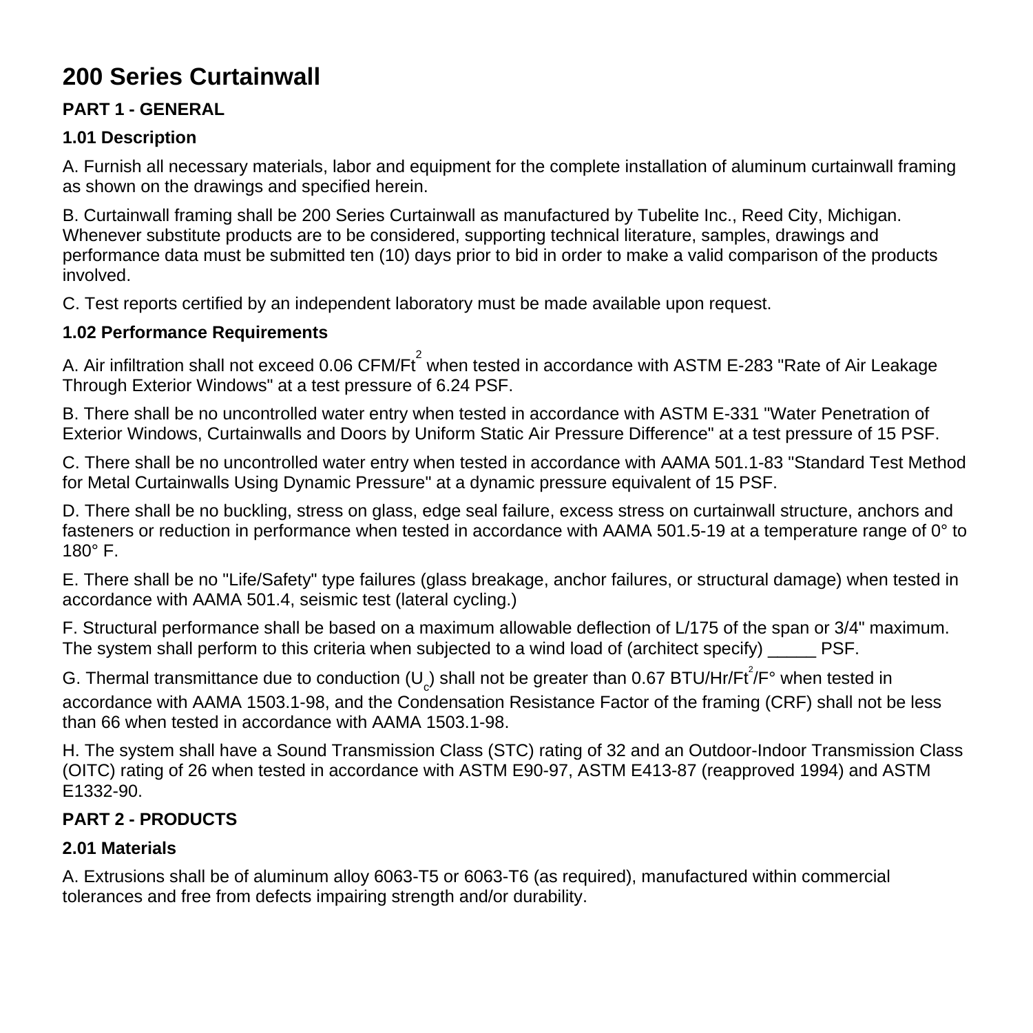# 200 Series Curtainwall

## PART 1 - GENERAL

### 1.01 Description

A. Furnish all necessary materials, labor and equipment for the complete installation of aluminum curtainwall framing as shown on the drawings and specified herein.

B. Curtainwall framing shall be 200 Series Curtainwall as manufactured by Tubelite Inc., Reed City, Michigan. Whenever substitute products are to be considered, supporting technical literature, samples, drawings and performance data must be submitted ten (10) days prior to bid in order to make a valid comparison of the products involved.

C. Test reports certified by an independent laboratory must be made available upon request.

### 1.02 Performance Requirements

A. Air infiltration shall not exceed 0.06 CFM/Ft$^2$ when tested in accordance with ASTM E-283 "Rate of Air Leakage Through Exterior Windows" at a test pressure of 6.24 PSF.

B. There shall be no uncontrolled water entry when tested in accordance with ASTM E-331 "Water Penetration of Exterior Windows, Curtainwalls and Doors by Uniform Static Air Pressure Difference" at a test pressure of 15 PSF.

C. There shall be no uncontrolled water entry when tested in accordance with AAMA 501.1-83 "Standard Test Method for Metal Curtainwalls Using Dynamic Pressure" at a dynamic pressure equivalent of 15 PSF.

D. There shall be no buckling, stress on glass, edge seal failure, excess stress on curtainwall structure, anchors and fasteners or reduction in performance when tested in accordance with AAMA 501.5-19 at a temperature range of 0° to 180° F.

E. There shall be no "Life/Safety" type failures (glass breakage, anchor failures, or structural damage) when tested in accordance with AAMA 501.4, seismic test (lateral cycling.)

F. Structural performance shall be based on a maximum allowable deflection of L/175 of the span or 3/4" maximum. The system shall perform to this criteria when subjected to a wind load of (architect specify) _____ PSF.

G. Thermal transmittance due to conduction ($U_c$) shall not be greater than 0.67 BTU/Hr/Ft$^2$/F° when tested in accordance with AAMA 1503.1-98, and the Condensation Resistance Factor of the framing (CRF) shall not be less than 66 when tested in accordance with AAMA 1503.1-98.

H. The system shall have a Sound Transmission Class (STC) rating of 32 and an Outdoor-Indoor Transmission Class (OITC) rating of 26 when tested in accordance with ASTM E90-97, ASTM E413-87 (reapproved 1994) and ASTM E1332-90.

## PART 2 - PRODUCTS

### 2.01 Materials

A. Extrusions shall be of aluminum alloy 6063-T5 or 6063-T6 (as required), manufactured within commercial tolerances and free from defects impairing strength and/or durability.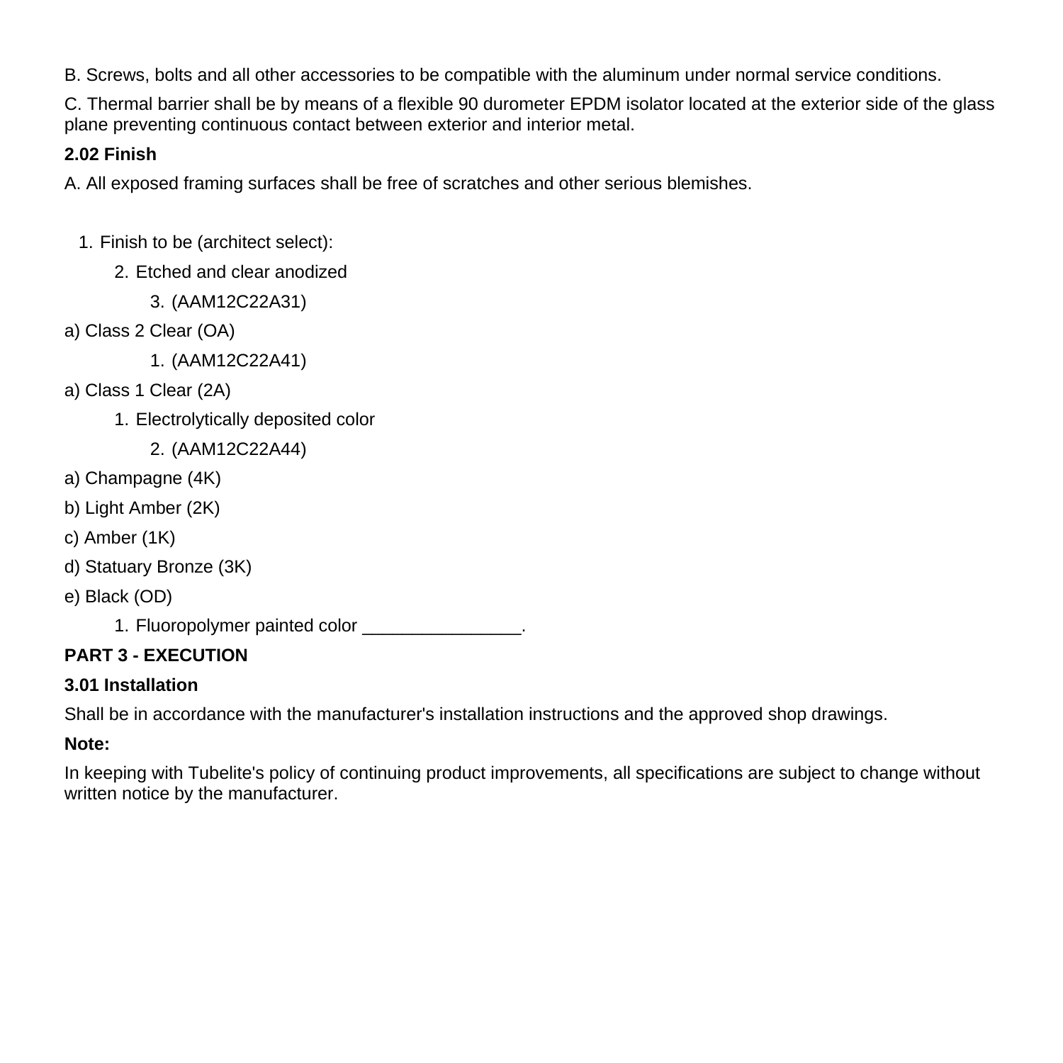B. Screws, bolts and all other accessories to be compatible with the aluminum under normal service conditions.

C. Thermal barrier shall be by means of a flexible 90 durometer EPDM isolator located at the exterior side of the glass plane preventing continuous contact between exterior and interior metal.

**2.02 Finish**

A. All exposed framing surfaces shall be free of scratches and other serious blemishes.

1. Finish to be (architect select):
   2. Etched and clear anodized
      3. (AAM12C22A31)

a) Class 2 Clear (OA)

      1. (AAM12C22A41)

a) Class 1 Clear (2A)

   1. Electrolytically deposited color
      2. (AAM12C22A44)

a) Champagne (4K)

b) Light Amber (2K)

c) Amber (1K)

d) Statuary Bronze (3K)

e) Black (OD)

   1. Fluoropolymer painted color ________________.

**PART 3 - EXECUTION**

**3.01 Installation**

Shall be in accordance with the manufacturer's installation instructions and the approved shop drawings.

**Note:**

In keeping with Tubelite's policy of continuing product improvements, all specifications are subject to change without written notice by the manufacturer.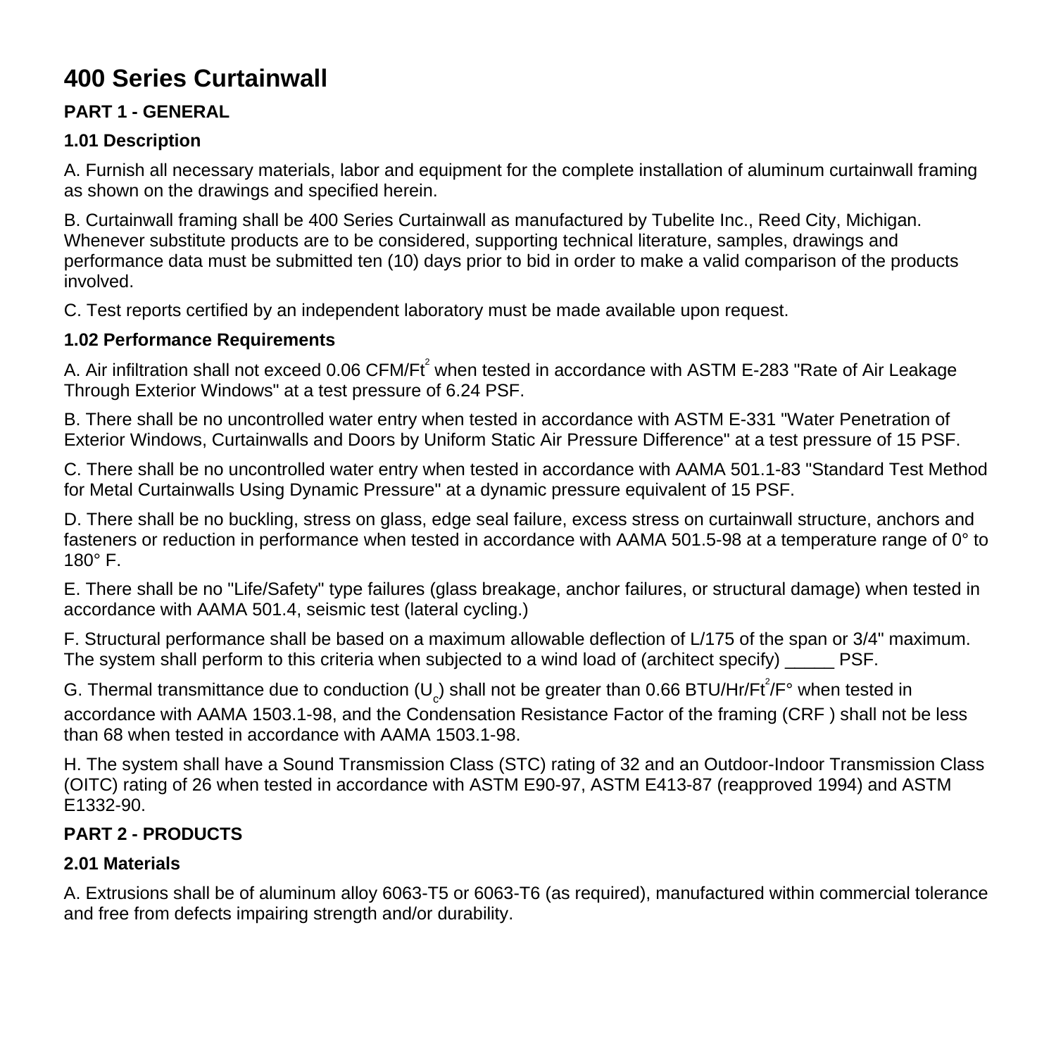# 400 Series Curtainwall

**PART 1 - GENERAL**

**1.01 Description**

A. Furnish all necessary materials, labor and equipment for the complete installation of aluminum curtainwall framing as shown on the drawings and specified herein.

B. Curtainwall framing shall be 400 Series Curtainwall as manufactured by Tubelite Inc., Reed City, Michigan. Whenever substitute products are to be considered, supporting technical literature, samples, drawings and performance data must be submitted ten (10) days prior to bid in order to make a valid comparison of the products involved.

C. Test reports certified by an independent laboratory must be made available upon request.

**1.02 Performance Requirements**

A. Air infiltration shall not exceed 0.06 $CFM/Ft^2$ when tested in accordance with ASTM E-283 "Rate of Air Leakage Through Exterior Windows" at a test pressure of 6.24 PSF.

B. There shall be no uncontrolled water entry when tested in accordance with ASTM E-331 "Water Penetration of Exterior Windows, Curtainwalls and Doors by Uniform Static Air Pressure Difference" at a test pressure of 15 PSF.

C. There shall be no uncontrolled water entry when tested in accordance with AAMA 501.1-83 "Standard Test Method for Metal Curtainwalls Using Dynamic Pressure" at a dynamic pressure equivalent of 15 PSF.

D. There shall be no buckling, stress on glass, edge seal failure, excess stress on curtainwall structure, anchors and fasteners or reduction in performance when tested in accordance with AAMA 501.5-98 at a temperature range of 0° to 180° F.

E. There shall be no "Life/Safety" type failures (glass breakage, anchor failures, or structural damage) when tested in accordance with AAMA 501.4, seismic test (lateral cycling.)

F. Structural performance shall be based on a maximum allowable deflection of L/175 of the span or 3/4" maximum. The system shall perform to this criteria when subjected to a wind load of (architect specify) _____ PSF.

G. Thermal transmittance due to conduction ($U_c$) shall not be greater than 0.66 $BTU/Hr/Ft^2/F°$ when tested in accordance with AAMA 1503.1-98, and the Condensation Resistance Factor of the framing (CRF ) shall not be less than 68 when tested in accordance with AAMA 1503.1-98.

H. The system shall have a Sound Transmission Class (STC) rating of 32 and an Outdoor-Indoor Transmission Class (OITC) rating of 26 when tested in accordance with ASTM E90-97, ASTM E413-87 (reapproved 1994) and ASTM E1332-90.

**PART 2 - PRODUCTS**

**2.01 Materials**

A. Extrusions shall be of aluminum alloy 6063-T5 or 6063-T6 (as required), manufactured within commercial tolerance and free from defects impairing strength and/or durability.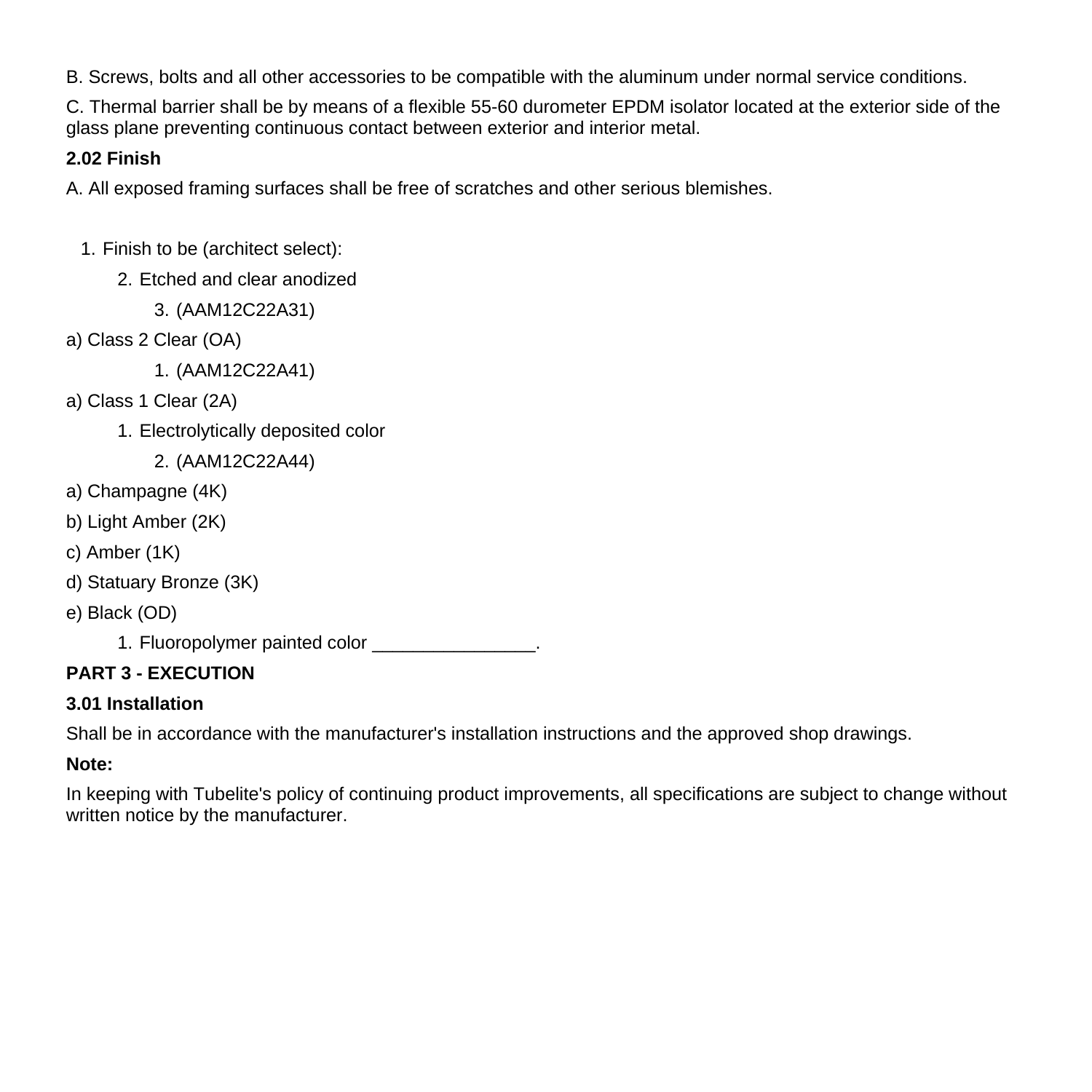B. Screws, bolts and all other accessories to be compatible with the aluminum under normal service conditions.

C. Thermal barrier shall be by means of a flexible 55-60 durometer EPDM isolator located at the exterior side of the glass plane preventing continuous contact between exterior and interior metal.

**2.02 Finish**

A. All exposed framing surfaces shall be free of scratches and other serious blemishes.

1. Finish to be (architect select):
    2. Etched and clear anodized
        3. (AAM12C22A31)

a) Class 2 Clear (OA)

        1. (AAM12C22A41)

a) Class 1 Clear (2A)

    1. Electrolytically deposited color
        2. (AAM12C22A44)

a) Champagne (4K)

b) Light Amber (2K)

c) Amber (1K)

d) Statuary Bronze (3K)

e) Black (OD)

    1. Fluoropolymer painted color ________________.

**PART 3 - EXECUTION**

**3.01 Installation**

Shall be in accordance with the manufacturer's installation instructions and the approved shop drawings.

**Note:**

In keeping with Tubelite's policy of continuing product improvements, all specifications are subject to change without written notice by the manufacturer.